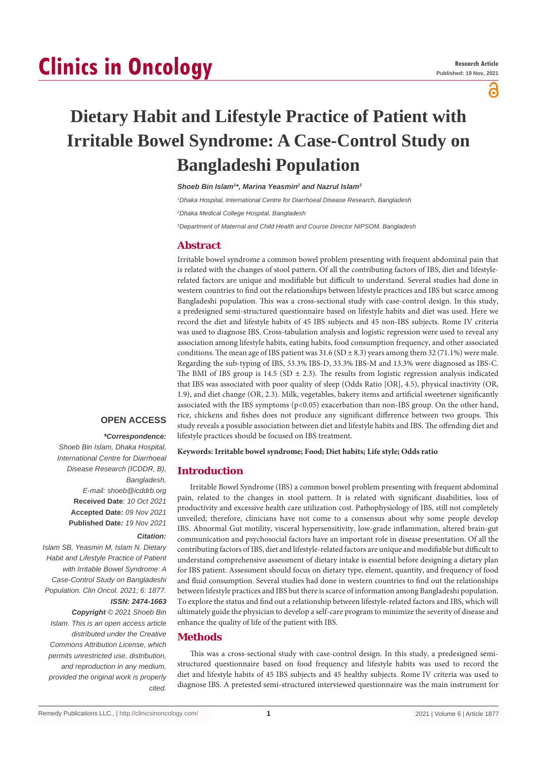# Dietary Habit and Lifestyle Practice of Patient with Irritable Bowel Syndrome: A Case-Control Study on Bangladeshi Population

***Shoeb Bin Islam[1]\*, Marina Yeasmin[2] and Nazrul Islam[3]***

*[1]Dhaka Hospital, International Centre for Diarrhoeal Disease Research, Bangladesh*

*[2]Dhaka Medical College Hospital, Bangladesh*

*[3]Department of Maternal and Child Health and Course Director NIPSOM, Bangladesh*

## Abstract

Irritable bowel syndrome a common bowel problem presenting with frequent abdominal pain that is related with the changes of stool pattern. Of all the contributing factors of IBS, diet and lifestyle-related factors are unique and modifiable but difficult to understand. Several studies had done in western countries to find out the relationships between lifestyle practices and IBS but scarce among Bangladeshi population. This was a cross-sectional study with case-control design. In this study, a predesigned semi-structured questionnaire based on lifestyle habits and diet was used. Here we record the diet and lifestyle habits of 45 IBS subjects and 45 non-IBS subjects. Rome IV criteria was used to diagnose IBS. Cross-tabulation analysis and logistic regression were used to reveal any association among lifestyle habits, eating habits, food consumption frequency, and other associated conditions. The mean age of IBS patient was 31.6 (SD ± 8.3) years among them 32 (71.1%) were male. Regarding the sub-typing of IBS, 53.3% IBS-D, 33.3% IBS-M and 13.3% were diagnosed as IBS-C. The BMI of IBS group is 14.5 (SD ± 2.3). The results from logistic regression analysis indicated that IBS was associated with poor quality of sleep (Odds Ratio [OR], 4.5), physical inactivity (OR, 1.9), and diet change (OR, 2.3). Milk, vegetables, bakery items and artificial sweetener significantly associated with the IBS symptoms ($p<0.05$) exacerbation than non-IBS group. On the other hand, rice, chickens and fishes does not produce any significant difference between two groups. This study reveals a possible association between diet and lifestyle habits and IBS. The offending diet and lifestyle practices should be focused on IBS treatment.

**Keywords: Irritable bowel syndrome; Food; Diet habits; Life style; Odds ratio**

**OPEN ACCESS**

***\*Correspondence:***

*Shoeb Bin Islam, Dhaka Hospital, International Centre for Diarrhoeal Disease Research (ICDDR, B), Bangladesh,*

*E-mail: shoeb@icddrb.org*

**Received Date**: *10 Oct 2021*

**Accepted Date***: 09 Nov 2021*

**Published Date***: 19 Nov 2021*

***Citation:***

*Islam SB, Yeasmin M, Islam N. Dietary Habit and Lifestyle Practice of Patient with Irritable Bowel Syndrome: A Case-Control Study on Bangladeshi Population. Clin Oncol. 2021; 6: 1877.*

***ISSN: 2474-1663***

***Copyright** © 2021 Shoeb Bin Islam. This is an open access article distributed under the Creative Commons Attribution License, which permits unrestricted use, distribution, and reproduction in any medium, provided the original work is properly cited.*

## Introduction

Irritable Bowel Syndrome (IBS) a common bowel problem presenting with frequent abdominal pain, related to the changes in stool pattern. It is related with significant disabilities, loss of productivity and excessive health care utilization cost. Pathophysiology of IBS, still not completely unveiled; therefore, clinicians have not come to a consensus about why some people develop IBS. Abnormal Gut motility, visceral hypersensitivity, low-grade inflammation, altered brain-gut communication and psychosocial factors have an important role in disease presentation. Of all the contributing factors of IBS, diet and lifestyle-related factors are unique and modifiable but difficult to understand comprehensive assessment of dietary intake is essential before designing a dietary plan for IBS patient. Assessment should focus on dietary type, element, quantity, and frequency of food and fluid consumption. Several studies had done in western countries to find out the relationships between lifestyle practices and IBS but there is scarce of information among Bangladeshi population. To explore the status and find out a relationship between lifestyle-related factors and IBS, which will ultimately guide the physician to develop a self-care program to minimize the severity of disease and enhance the quality of life of the patient with IBS.

## Methods

This was a cross-sectional study with case-control design. In this study, a predesigned semi-structured questionnaire based on food frequency and lifestyle habits was used to record the diet and lifestyle habits of 45 IBS subjects and 45 healthy subjects. Rome IV criteria was used to diagnose IBS. A pretested semi-structured interviewed questionnaire was the main instrument for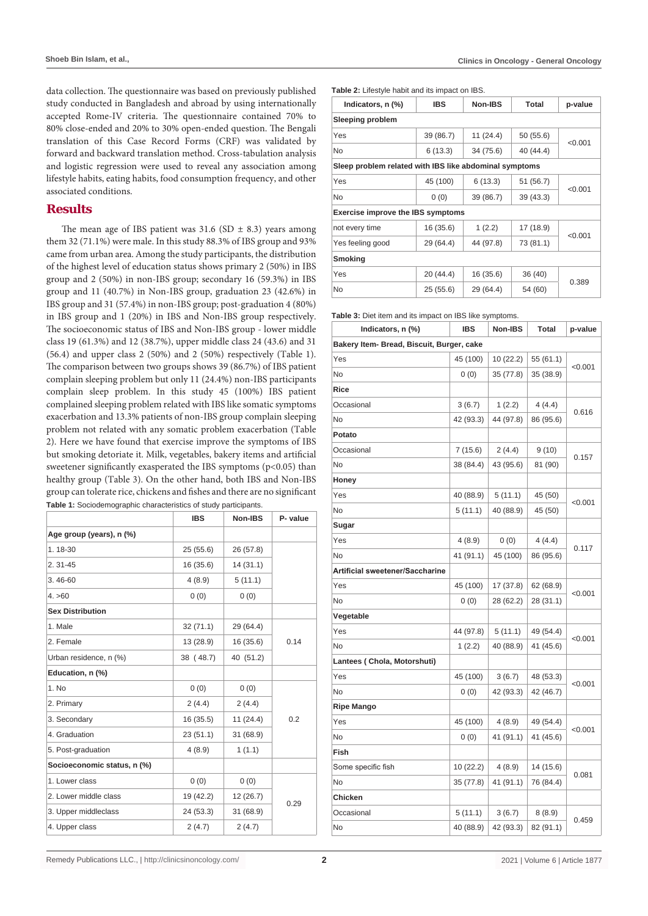data collection. The questionnaire was based on previously published study conducted in Bangladesh and abroad by using internationally accepted Rome-IV criteria. The questionnaire contained 70% to 80% close-ended and 20% to 30% open-ended question. The Bengali translation of this Case Record Form (CRF) was validated by forward and backward translation method. Cross-tabulation analysis and logistic regression were used to reveal any association among lifestyle habits, eating habits, food consumption frequency, and other associated conditions.

## Results

The mean age of IBS patient was 31.6 (SD ± 8.3) years among them 32 (71.1%) were male. In this study 88.3% of IBS group and 93% came from urban area. Among the study participants, the distribution of the highest level of education status shows primary 2 (50%) in IBS group and 2 (50%) in non-IBS group; secondary 16 (59.3%) in IBS group and 11 (40.7%) in Non-IBS group, graduation 23 (42.6%) in IBS group and 31 (57.4%) in non-IBS group; post-graduation 4 (80%) in IBS group and 1 (20%) in IBS and Non-IBS group respectively. The socioeconomic status of IBS and Non-IBS group - lower middle class 19 (61.3%) and 12 (38.7%), upper middle class 24 (43.6) and 31 (56.4) and upper class 2 (50%) and 2 (50%) respectively (Table 1). The comparison between two groups shows 39 (86.7%) of IBS patient complain sleeping problem but only 11 (24.4%) non-IBS participants complain sleep problem. In this study 45 (100%) IBS patient complained sleeping problem related with IBS like somatic symptoms exacerbation and 13.3% patients of non-IBS group complain sleeping problem not related with any somatic problem exacerbation (Table 2). Here we have found that exercise improve the symptoms of IBS but smoking detoriate it. Milk, vegetables, bakery items and artificial sweetener significantly exasperated the IBS symptoms ($p<0.05$) than healthy group (Table 3). On the other hand, both IBS and Non-IBS group can tolerate rice, chickens and fishes and there are no significant

**Table 1:** Sociodemographic characteristics of study participants.

| | IBS | Non-IBS | P- value |
|---|---|---|---|
| **Age group (years), n (%)** | | | |
| 1. 18-30 | 25 (55.6) | 26 (57.8) | |
| 2. 31-45 | 16 (35.6) | 14 (31.1) | |
| 3. 46-60 | 4 (8.9) | 5 (11.1) | |
| 4. >60 | 0 (0) | 0 (0) | |
| **Sex Distribution** | | | |
| 1. Male | 32 (71.1) | 29 (64.4) | 0.14 |
| 2. Female | 13 (28.9) | 16 (35.6) | |
| Urban residence, n (%) | 38 (48.7) | 40 (51.2) | |
| **Education, n (%)** | | | |
| 1. No | 0 (0) | 0 (0) | 0.2 |
| 2. Primary | 2 (4.4) | 2 (4.4) | |
| 3. Secondary | 16 (35.5) | 11 (24.4) | |
| 4. Graduation | 23 (51.1) | 31 (68.9) | |
| 5. Post-graduation | 4 (8.9) | 1 (1.1) | |
| **Socioeconomic status, n (%)** | | | |
| 1. Lower class | 0 (0) | 0 (0) | 0.29 |
| 2. Lower middle class | 19 (42.2) | 12 (26.7) | |
| 3. Upper middleclass | 24 (53.3) | 31 (68.9) | |
| 4. Upper class | 2 (4.7) | 2 (4.7) | |

**Table 2:** Lifestyle habit and its impact on IBS.

| Indicators, n (%) | IBS | Non-IBS | Total | p-value |
|---|---|---|---|---|
| **Sleeping problem** | | | | |
| Yes | 39 (86.7) | 11 (24.4) | 50 (55.6) | <0.001 |
| No | 6 (13.3) | 34 (75.6) | 40 (44.4) | |
| **Sleep problem related with IBS like abdominal symptoms** | | | | |
| Yes | 45 (100) | 6 (13.3) | 51 (56.7) | <0.001 |
| No | 0 (0) | 39 (86.7) | 39 (43.3) | |
| **Exercise improve the IBS symptoms** | | | | |
| not every time | 16 (35.6) | 1 (2.2) | 17 (18.9) | <0.001 |
| Yes feeling good | 29 (64.4) | 44 (97.8) | 73 (81.1) | |
| **Smoking** | | | | |
| Yes | 20 (44.4) | 16 (35.6) | 36 (40) | 0.389 |
| No | 25 (55.6) | 29 (64.4) | 54 (60) | |

**Table 3:** Diet item and its impact on IBS like symptoms.

| Indicators, n (%) | IBS | Non-IBS | Total | p-value |
|---|---|---|---|---|
| **Bakery Item- Bread, Biscuit, Burger, cake** | | | | |
| Yes | 45 (100) | 10 (22.2) | 55 (61.1) | <0.001 |
| No | 0 (0) | 35 (77.8) | 35 (38.9) | |
| **Rice** | | | | |
| Occasional | 3 (6.7) | 1 (2.2) | 4 (4.4) | 0.616 |
| No | 42 (93.3) | 44 (97.8) | 86 (95.6) | |
| **Potato** | | | | |
| Occasional | 7 (15.6) | 2 (4.4) | 9 (10) | 0.157 |
| No | 38 (84.4) | 43 (95.6) | 81 (90) | |
| **Honey** | | | | |
| Yes | 40 (88.9) | 5 (11.1) | 45 (50) | <0.001 |
| No | 5 (11.1) | 40 (88.9) | 45 (50) | |
| **Sugar** | | | | |
| Yes | 4 (8.9) | 0 (0) | 4 (4.4) | 0.117 |
| No | 41 (91.1) | 45 (100) | 86 (95.6) | |
| **Artificial sweetener/Saccharine** | | | | |
| Yes | 45 (100) | 17 (37.8) | 62 (68.9) | <0.001 |
| No | 0 (0) | 28 (62.2) | 28 (31.1) | |
| **Vegetable** | | | | |
| Yes | 44 (97.8) | 5 (11.1) | 49 (54.4) | <0.001 |
| No | 1 (2.2) | 40 (88.9) | 41 (45.6) | |
| **Lantees ( Chola, Motorshuti)** | | | | |
| Yes | 45 (100) | 3 (6.7) | 48 (53.3) | <0.001 |
| No | 0 (0) | 42 (93.3) | 42 (46.7) | |
| **Ripe Mango** | | | | |
| Yes | 45 (100) | 4 (8.9) | 49 (54.4) | <0.001 |
| No | 0 (0) | 41 (91.1) | 41 (45.6) | |
| **Fish** | | | | |
| Some specific fish | 10 (22.2) | 4 (8.9) | 14 (15.6) | 0.081 |
| No | 35 (77.8) | 41 (91.1) | 76 (84.4) | |
| **Chicken** | | | | |
| Occasional | 5 (11.1) | 3 (6.7) | 8 (8.9) | 0.459 |
| No | 40 (88.9) | 42 (93.3) | 82 (91.1) | |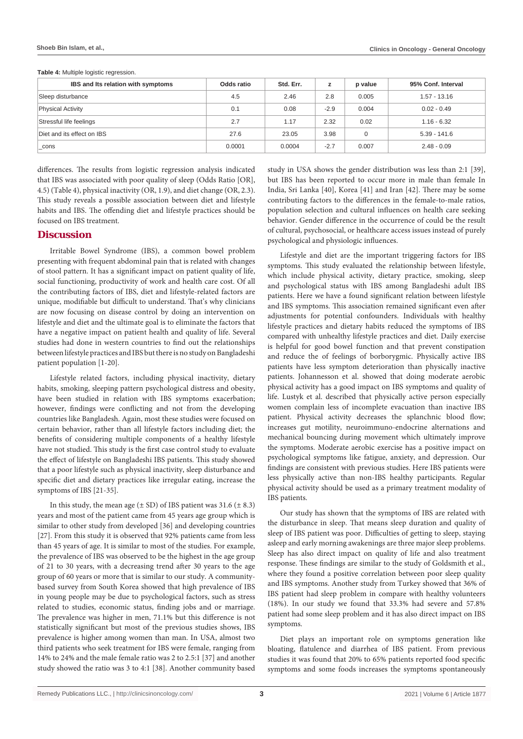**Table 4:** Multiple logistic regression.

| IBS and Its relation with symptoms | Odds ratio | Std. Err. | z | p value | 95% Conf. Interval |
|---|---|---|---|---|---|
| Sleep disturbance | 4.5 | 2.46 | 2.8 | 0.005 | 1.57 - 13.16 |
| Physical Activity | 0.1 | 0.08 | -2.9 | 0.004 | 0.02 - 0.49 |
| Stressful life feelings | 2.7 | 1.17 | 2.32 | 0.02 | 1.16 - 6.32 |
| Diet and its effect on IBS | 27.6 | 23.05 | 3.98 | 0 | 5.39 - 141.6 |
| _cons | 0.0001 | 0.0004 | -2.7 | 0.007 | 2.48 - 0.09 |

differences. The results from logistic regression analysis indicated that IBS was associated with poor quality of sleep (Odds Ratio [OR], 4.5) (Table 4), physical inactivity (OR, 1.9), and diet change (OR, 2.3). This study reveals a possible association between diet and lifestyle habits and IBS. The offending diet and lifestyle practices should be focused on IBS treatment.

## Discussion

Irritable Bowel Syndrome (IBS), a common bowel problem presenting with frequent abdominal pain that is related with changes of stool pattern. It has a significant impact on patient quality of life, social functioning, productivity of work and health care cost. Of all the contributing factors of IBS, diet and lifestyle-related factors are unique, modifiable but difficult to understand. That's why clinicians are now focusing on disease control by doing an intervention on lifestyle and diet and the ultimate goal is to eliminate the factors that have a negative impact on patient health and quality of life. Several studies had done in western countries to find out the relationships between lifestyle practices and IBS but there is no study on Bangladeshi patient population [1-20].

Lifestyle related factors, including physical inactivity, dietary habits, smoking, sleeping pattern psychological distress and obesity, have been studied in relation with IBS symptoms exacerbation; however, findings were conflicting and not from the developing countries like Bangladesh. Again, most these studies were focused on certain behavior, rather than all lifestyle factors including diet; the benefits of considering multiple components of a healthy lifestyle have not studied. This study is the first case control study to evaluate the effect of lifestyle on Bangladeshi IBS patients. This study showed that a poor lifestyle such as physical inactivity, sleep disturbance and specific diet and dietary practices like irregular eating, increase the symptoms of IBS [21-35].

In this study, the mean age (± SD) of IBS patient was 31.6 (± 8.3) years and most of the patient came from 45 years age group which is similar to other study from developed [36] and developing countries [27]. From this study it is observed that 92% patients came from less than 45 years of age. It is similar to most of the studies. For example, the prevalence of IBS was observed to be the highest in the age group of 21 to 30 years, with a decreasing trend after 30 years to the age group of 60 years or more that is similar to our study. A community-based survey from South Korea showed that high prevalence of IBS in young people may be due to psychological factors, such as stress related to studies, economic status, finding jobs and or marriage. The prevalence was higher in men, 71.1% but this difference is not statistically significant but most of the previous studies shows, IBS prevalence is higher among women than man. In USA, almost two third patients who seek treatment for IBS were female, ranging from 14% to 24% and the male female ratio was 2 to 2.5:1 [37] and another study showed the ratio was 3 to 4:1 [38]. Another community based study in USA shows the gender distribution was less than 2:1 [39], but IBS has been reported to occur more in male than female In India, Sri Lanka [40], Korea [41] and Iran [42]. There may be some contributing factors to the differences in the female-to-male ratios, population selection and cultural influences on health care seeking behavior. Gender difference in the occurrence of could be the result of cultural, psychosocial, or healthcare access issues instead of purely psychological and physiologic influences.

Lifestyle and diet are the important triggering factors for IBS symptoms. This study evaluated the relationship between lifestyle, which include physical activity, dietary practice, smoking, sleep and psychological status with IBS among Bangladeshi adult IBS patients. Here we have a found significant relation between lifestyle and IBS symptoms. This association remained significant even after adjustments for potential confounders. Individuals with healthy lifestyle practices and dietary habits reduced the symptoms of IBS compared with unhealthy lifestyle practices and diet. Daily exercise is helpful for good bowel function and that prevent constipation and reduce the of feelings of borborygmic. Physically active IBS patients have less symptom deterioration than physically inactive patients. Johannesson et al. showed that doing moderate aerobic physical activity has a good impact on IBS symptoms and quality of life. Lustyk et al. described that physically active person especially women complain less of incomplete evacuation than inactive IBS patient. Physical activity decreases the splanchnic blood flow; increases gut motility, neuroimmuno-endocrine alternations and mechanical bouncing during movement which ultimately improve the symptoms. Moderate aerobic exercise has a positive impact on psychological symptoms like fatigue, anxiety, and depression. Our findings are consistent with previous studies. Here IBS patients were less physically active than non-IBS healthy participants. Regular physical activity should be used as a primary treatment modality of IBS patients.

Our study has shown that the symptoms of IBS are related with the disturbance in sleep. That means sleep duration and quality of sleep of IBS patient was poor. Difficulties of getting to sleep, staying asleep and early morning awakenings are three major sleep problems. Sleep has also direct impact on quality of life and also treatment response. These findings are similar to the study of Goldsmith et al., where they found a positive correlation between poor sleep quality and IBS symptoms. Another study from Turkey showed that 36% of IBS patient had sleep problem in compare with healthy volunteers (18%). In our study we found that 33.3% had severe and 57.8% patient had some sleep problem and it has also direct impact on IBS symptoms.

Diet plays an important role on symptoms generation like bloating, flatulence and diarrhea of IBS patient. From previous studies it was found that 20% to 65% patients reported food specific symptoms and some foods increases the symptoms spontaneously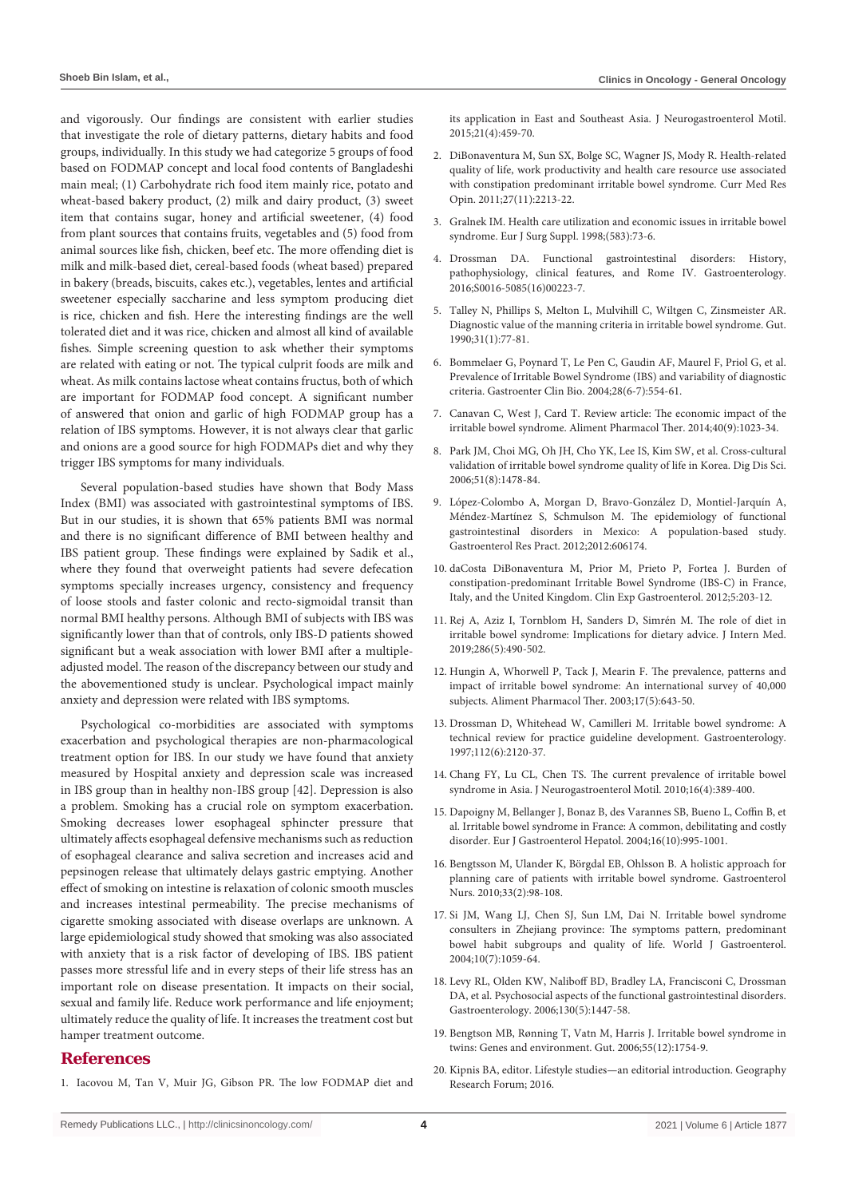and vigorously. Our findings are consistent with earlier studies that investigate the role of dietary patterns, dietary habits and food groups, individually. In this study we had categorize 5 groups of food based on FODMAP concept and local food contents of Bangladeshi main meal; (1) Carbohydrate rich food item mainly rice, potato and wheat-based bakery product, (2) milk and dairy product, (3) sweet item that contains sugar, honey and artificial sweetener, (4) food from plant sources that contains fruits, vegetables and (5) food from animal sources like fish, chicken, beef etc. The more offending diet is milk and milk-based diet, cereal-based foods (wheat based) prepared in bakery (breads, biscuits, cakes etc.), vegetables, lentes and artificial sweetener especially saccharine and less symptom producing diet is rice, chicken and fish. Here the interesting findings are the well tolerated diet and it was rice, chicken and almost all kind of available fishes. Simple screening question to ask whether their symptoms are related with eating or not. The typical culprit foods are milk and wheat. As milk contains lactose wheat contains fructus, both of which are important for FODMAP food concept. A significant number of answered that onion and garlic of high FODMAP group has a relation of IBS symptoms. However, it is not always clear that garlic and onions are a good source for high FODMAPs diet and why they trigger IBS symptoms for many individuals.

Several population-based studies have shown that Body Mass Index (BMI) was associated with gastrointestinal symptoms of IBS. But in our studies, it is shown that 65% patients BMI was normal and there is no significant difference of BMI between healthy and IBS patient group. These findings were explained by Sadik et al., where they found that overweight patients had severe defecation symptoms specially increases urgency, consistency and frequency of loose stools and faster colonic and recto-sigmoidal transit than normal BMI healthy persons. Although BMI of subjects with IBS was significantly lower than that of controls, only IBS-D patients showed significant but a weak association with lower BMI after a multiple-adjusted model. The reason of the discrepancy between our study and the abovementioned study is unclear. Psychological impact mainly anxiety and depression were related with IBS symptoms.

Psychological co-morbidities are associated with symptoms exacerbation and psychological therapies are non-pharmacological treatment option for IBS. In our study we have found that anxiety measured by Hospital anxiety and depression scale was increased in IBS group than in healthy non-IBS group [42]. Depression is also a problem. Smoking has a crucial role on symptom exacerbation. Smoking decreases lower esophageal sphincter pressure that ultimately affects esophageal defensive mechanisms such as reduction of esophageal clearance and saliva secretion and increases acid and pepsinogen release that ultimately delays gastric emptying. Another effect of smoking on intestine is relaxation of colonic smooth muscles and increases intestinal permeability. The precise mechanisms of cigarette smoking associated with disease overlaps are unknown. A large epidemiological study showed that smoking was also associated with anxiety that is a risk factor of developing of IBS. IBS patient passes more stressful life and in every steps of their life stress has an important role on disease presentation. It impacts on their social, sexual and family life. Reduce work performance and life enjoyment; ultimately reduce the quality of life. It increases the treatment cost but hamper treatment outcome.

## References

1. Iacovou M, Tan V, Muir JG, Gibson PR. The low FODMAP diet and its application in East and Southeast Asia. J Neurogastroenterol Motil. 2015;21(4):459-70.
2. DiBonaventura M, Sun SX, Bolge SC, Wagner JS, Mody R. Health-related quality of life, work productivity and health care resource use associated with constipation predominant irritable bowel syndrome. Curr Med Res Opin. 2011;27(11):2213-22.
3. Gralnek IM. Health care utilization and economic issues in irritable bowel syndrome. Eur J Surg Suppl. 1998;(583):73-6.
4. Drossman DA. Functional gastrointestinal disorders: History, pathophysiology, clinical features, and Rome IV. Gastroenterology. 2016;S0016-5085(16)00223-7.
5. Talley N, Phillips S, Melton L, Mulvihill C, Wiltgen C, Zinsmeister AR. Diagnostic value of the manning criteria in irritable bowel syndrome. Gut. 1990;31(1):77-81.
6. Bommelaer G, Poynard T, Le Pen C, Gaudin AF, Maurel F, Priol G, et al. Prevalence of Irritable Bowel Syndrome (IBS) and variability of diagnostic criteria. Gastroenter Clin Bio. 2004;28(6-7):554-61.
7. Canavan C, West J, Card T. Review article: The economic impact of the irritable bowel syndrome. Aliment Pharmacol Ther. 2014;40(9):1023-34.
8. Park JM, Choi MG, Oh JH, Cho YK, Lee IS, Kim SW, et al. Cross-cultural validation of irritable bowel syndrome quality of life in Korea. Dig Dis Sci. 2006;51(8):1478-84.
9. López-Colombo A, Morgan D, Bravo-González D, Montiel-Jarquín A, Méndez-Martínez S, Schmulson M. The epidemiology of functional gastrointestinal disorders in Mexico: A population-based study. Gastroenterol Res Pract. 2012;2012:606174.
10. daCosta DiBonaventura M, Prior M, Prieto P, Fortea J. Burden of constipation-predominant Irritable Bowel Syndrome (IBS-C) in France, Italy, and the United Kingdom. Clin Exp Gastroenterol. 2012;5:203-12.
11. Rej A, Aziz I, Tornblom H, Sanders D, Simrén M. The role of diet in irritable bowel syndrome: Implications for dietary advice. J Intern Med. 2019;286(5):490-502.
12. Hungin A, Whorwell P, Tack J, Mearin F. The prevalence, patterns and impact of irritable bowel syndrome: An international survey of 40,000 subjects. Aliment Pharmacol Ther. 2003;17(5):643-50.
13. Drossman D, Whitehead W, Camilleri M. Irritable bowel syndrome: A technical review for practice guideline development. Gastroenterology. 1997;112(6):2120-37.
14. Chang FY, Lu CL, Chen TS. The current prevalence of irritable bowel syndrome in Asia. J Neurogastroenterol Motil. 2010;16(4):389-400.
15. Dapoigny M, Bellanger J, Bonaz B, des Varannes SB, Bueno L, Coffin B, et al. Irritable bowel syndrome in France: A common, debilitating and costly disorder. Eur J Gastroenterol Hepatol. 2004;16(10):995-1001.
16. Bengtsson M, Ulander K, Börgdal EB, Ohlsson B. A holistic approach for planning care of patients with irritable bowel syndrome. Gastroenterol Nurs. 2010;33(2):98-108.
17. Si JM, Wang LJ, Chen SJ, Sun LM, Dai N. Irritable bowel syndrome consulters in Zhejiang province: The symptoms pattern, predominant bowel habit subgroups and quality of life. World J Gastroenterol. 2004;10(7):1059-64.
18. Levy RL, Olden KW, Naliboff BD, Bradley LA, Francisconi C, Drossman DA, et al. Psychosocial aspects of the functional gastrointestinal disorders. Gastroenterology. 2006;130(5):1447-58.
19. Bengtson MB, Rønning T, Vatn M, Harris J. Irritable bowel syndrome in twins: Genes and environment. Gut. 2006;55(12):1754-9.
20. Kipnis BA, editor. Lifestyle studies—an editorial introduction. Geography Research Forum; 2016.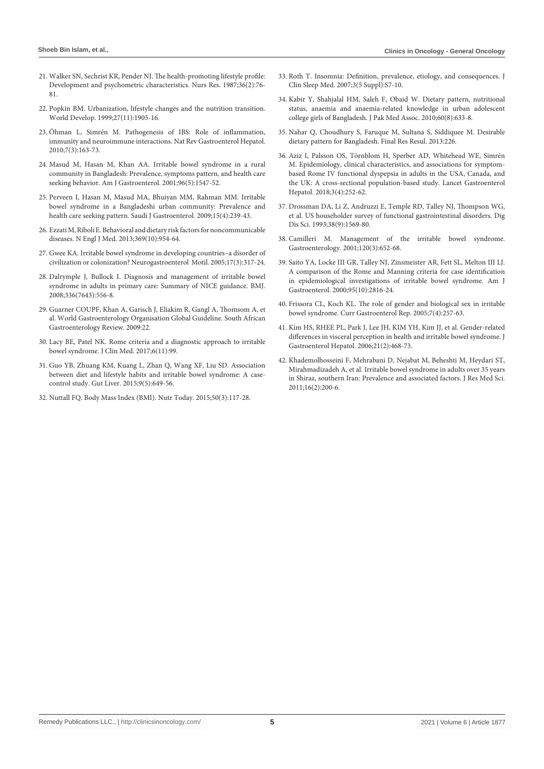21. Walker SN, Sechrist KR, Pender NJ. The health-promoting lifestyle profile: Development and psychometric characteristics. Nurs Res. 1987;36(2):76-81.

22. Popkin BM. Urbanization, lifestyle changes and the nutrition transition. World Develop. 1999;27(11):1905-16.

23. Öhman L, Simrén M. Pathogenesis of IBS: Role of inflammation, immunity and neuroimmune interactions. Nat Rev Gastroenterol Hepatol. 2010;7(3):163-73.

24. Masud M, Hasan M, Khan AA. Irritable bowel syndrome in a rural community in Bangladesh: Prevalence, symptoms pattern, and health care seeking behavior. Am J Gastroenterol. 2001;96(5):1547-52.

25. Perveen I, Hasan M, Masud MA, Bhuiyan MM, Rahman MM. Irritable bowel syndrome in a Bangladeshi urban community: Prevalence and health care seeking pattern. Saudi J Gastroenterol. 2009;15(4):239-43.

26. Ezzati M, Riboli E. Behavioral and dietary risk factors for noncommunicable diseases. N Engl J Med. 2013;369(10):954-64.

27. Gwee KA. Irritable bowel syndrome in developing countries–a disorder of civilization or colonization? Neurogastroenterol Motil. 2005;17(3):317-24.

28. Dalrymple J, Bullock I. Diagnosis and management of irritable bowel syndrome in adults in primary care: Summary of NICE guidance. BMJ. 2008;336(7643):556-8.

29. Guarner COUPF, Khan A, Garisch J, Eliakim R, Gangl A, Thomsom A, et al. World Gastroenterology Organisation Global Guideline. South African Gastroenterology Review. 2009:22.

30. Lacy BE, Patel NK. Rome criteria and a diagnostic approach to irritable bowel syndrome. J Clin Med. 2017;6(11):99.

31. Guo YB, Zhuang KM, Kuang L, Zhan Q, Wang XF, Liu SD. Association between diet and lifestyle habits and irritable bowel syndrome: A case-control study. Gut Liver. 2015;9(5):649-56.

32. Nuttall FQ. Body Mass Index (BMI). Nutr Today. 2015;50(3):117-28.

33. Roth T. Insomnia: Definition, prevalence, etiology, and consequences. J Clin Sleep Med. 2007;3(5 Suppl):S7-10.

34. Kabir Y, Shahjalal HM, Saleh F, Obaid W. Dietary pattern, nutritional status, anaemia and anaemia-related knowledge in urban adolescent college girls of Bangladesh. J Pak Med Assoc. 2010;60(8):633-8.

35. Nahar Q, Choudhury S, Faruque M, Sultana S, Siddiquee M. Desirable dietary pattern for Bangladesh. Final Res Resul. 2013:226.

36. Aziz I, Palsson OS, Törnblom H, Sperber AD, Whitehead WE, Simrén M. Epidemiology, clinical characteristics, and associations for symptom-based Rome IV functional dyspepsia in adults in the USA, Canada, and the UK: A cross-sectional population-based study. Lancet Gastroenterol Hepatol. 2018;3(4):252-62.

37. Drossman DA, Li Z, Andruzzi E, Temple RD, Talley NJ, Thompson WG, et al. US householder survey of functional gastrointestinal disorders. Dig Dis Sci. 1993;38(9):1569-80.

38. Camilleri M. Management of the irritable bowel syndrome. Gastroenterology. 2001;120(3):652-68.

39. Saito YA, Locke III GR, Talley NJ, Zinsmeister AR, Fett SL, Melton III LJ. A comparison of the Rome and Manning criteria for case identification in epidemiological investigations of irritable bowel syndrome. Am J Gastroenterol. 2000;95(10):2816-24.

40. Frissora CL, Koch KL. The role of gender and biological sex in irritable bowel syndrome. Curr Gastroenterol Rep. 2005;7(4):257-63.

41. Kim HS, RHEE PL, Park J, Lee JH, KIM YH, Kim JJ, et al. Gender-related differences in visceral perception in health and irritable bowel syndrome. J Gastroenterol Hepatol. 2006;21(2):468-73.

42. Khademolhosseini F, Mehrabani D, Nejabat M, Beheshti M, Heydari ST, Mirahmadizadeh A, et al. Irritable bowel syndrome in adults over 35 years in Shiraz, southern Iran: Prevalence and associated factors. J Res Med Sci. 2011;16(2):200-6.